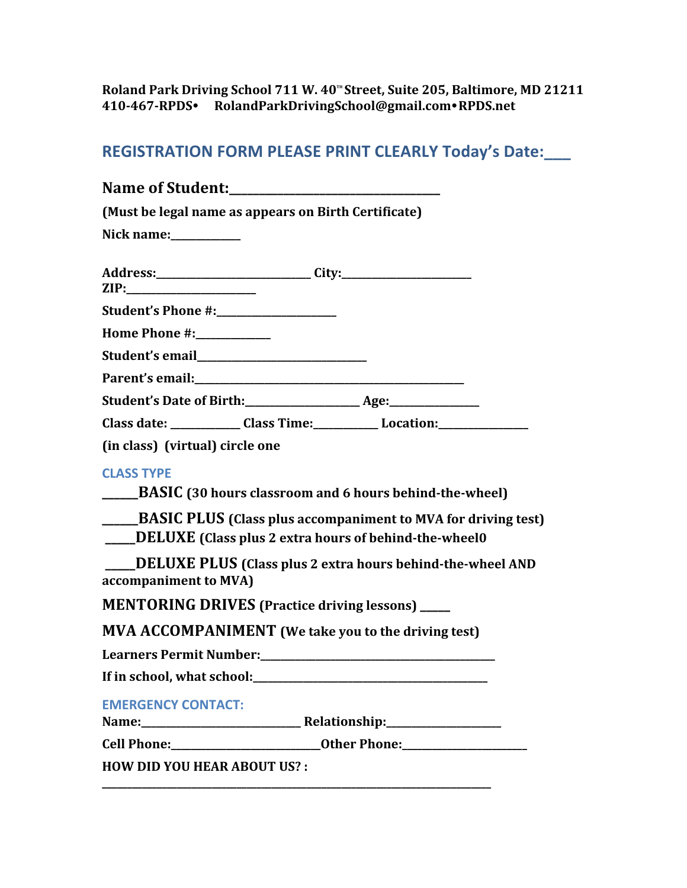**Roland Park Driving School 711 W. 40™ Street, Suite 205, Baltimore, MD 21211**
**410-467-RPDS• RolandParkDrivingSchool@gmail.com•RPDS.net**

## REGISTRATION FORM PLEASE PRINT CLEARLY Today's Date:___

**Name of Student:________________________________**

**(Must be legal name as appears on Birth Certificate)**

**Nick name:____________**

**Address:___________________________ City:_______________________**
**ZIP:_______________________**

**Student's Phone #:_____________________**

**Home Phone #:_____________**

**Student's email______________________________**

**Parent's email:_______________________________________________**

**Student's Date of Birth:____________________ Age:_______________**

**Class date: ____________ Class Time:___________ Location:________________**

**(in class) (virtual) circle one**

### CLASS TYPE

**______BASIC (30 hours classroom and 6 hours behind-the-wheel)**

**______BASIC PLUS (Class plus accompaniment to MVA for driving test)**

**_____DELUXE (Class plus 2 extra hours of behind-the-wheel0**

**_____DELUXE PLUS (Class plus 2 extra hours behind-the-wheel AND accompaniment to MVA)**

**MENTORING DRIVES (Practice driving lessons) _____**

**MVA ACCOMPANIMENT (We take you to the driving test)**

**Learners Permit Number:_________________________________________**

**If in school, what school:_________________________________________**

### EMERGENCY CONTACT:

**Name:____________________________ Relationship:____________________**

**Cell Phone:__________________________Other Phone:______________________**

**HOW DID YOU HEAR ABOUT US? :**

**____________________________________________________________________**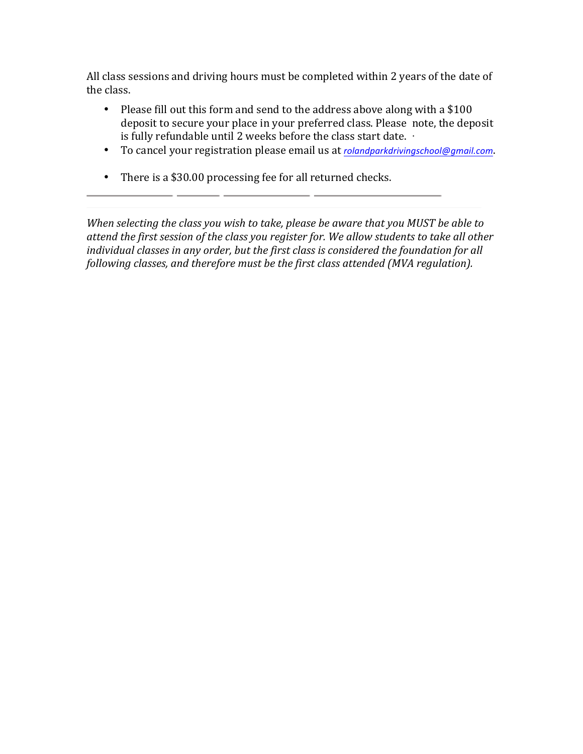All class sessions and driving hours must be completed within 2 years of the date of the class.

- Please fill out this form and send to the address above along with a $100 deposit to secure your place in your preferred class. Please note, the deposit is fully refundable until 2 weeks before the class start date.
- To cancel your registration please email us at *rolandparkdrivingschool@gmail.com*.
- There is a $30.00 processing fee for all returned checks.

---

*When selecting the class you wish to take, please be aware that you MUST be able to attend the first session of the class you register for. We allow students to take all other individual classes in any order, but the first class is considered the foundation for all following classes, and therefore must be the first class attended (MVA regulation).*